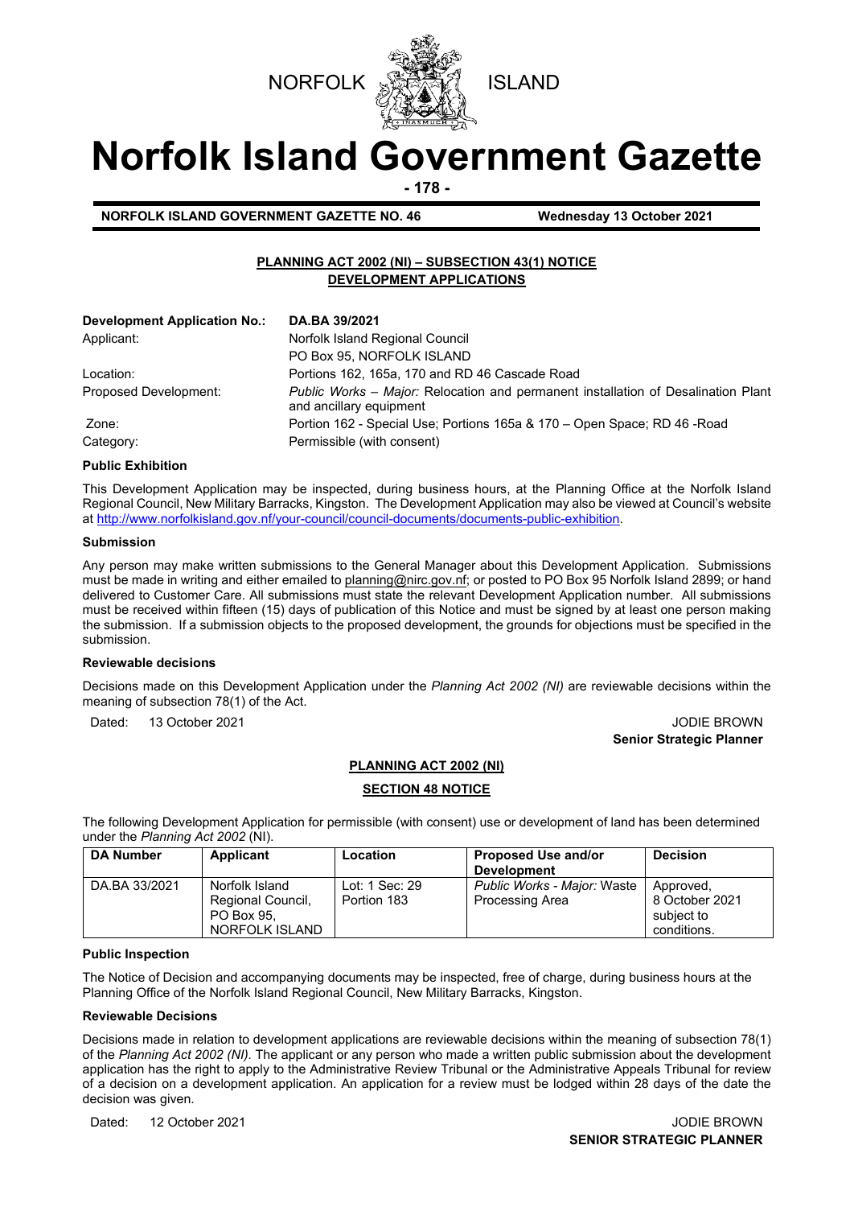NORFOLK ISLAND

# Norfolk Island Government Gazette

**NORFOLK ISLAND GOVERNMENT GAZETTE NO. 46** **Wednesday 13 October 2021**

## PLANNING ACT 2002 (NI) – SUBSECTION 43(1) NOTICE
## DEVELOPMENT APPLICATIONS

| | |
|---|---|
| **Development Application No.:** | **DA.BA 39/2021** |
| Applicant: | Norfolk Island Regional Council<br>PO Box 95, NORFOLK ISLAND |
| Location: | Portions 162, 165a, 170 and RD 46 Cascade Road |
| Proposed Development: | *Public Works – Major:* Relocation and permanent installation of Desalination Plant and ancillary equipment |
| Zone: | Portion 162 - Special Use; Portions 165a & 170 – Open Space; RD 46 -Road |
| Category: | Permissible (with consent) |

### Public Exhibition

This Development Application may be inspected, during business hours, at the Planning Office at the Norfolk Island Regional Council, New Military Barracks, Kingston. The Development Application may also be viewed at Council's website at http://www.norfolkisland.gov.nf/your-council/council-documents/documents-public-exhibition.

### Submission

Any person may make written submissions to the General Manager about this Development Application. Submissions must be made in writing and either emailed to planning@nirc.gov.nf; or posted to PO Box 95 Norfolk Island 2899; or hand delivered to Customer Care. All submissions must state the relevant Development Application number. All submissions must be received within fifteen (15) days of publication of this Notice and must be signed by at least one person making the submission. If a submission objects to the proposed development, the grounds for objections must be specified in the submission.

### Reviewable decisions

Decisions made on this Development Application under the *Planning Act 2002 (NI)* are reviewable decisions within the meaning of subsection 78(1) of the Act.

Dated: 13 October 2021

JODIE BROWN
**Senior Strategic Planner**

## PLANNING ACT 2002 (NI)
## SECTION 48 NOTICE

The following Development Application for permissible (with consent) use or development of land has been determined under the *Planning Act 2002* (NI).

| DA Number | Applicant | Location | Proposed Use and/or Development | Decision |
|---|---|---|---|---|
| DA.BA 33/2021 | Norfolk Island Regional Council, PO Box 95, NORFOLK ISLAND | Lot: 1 Sec: 29 Portion 183 | *Public Works - Major:* Waste Processing Area | Approved, 8 October 2021 subject to conditions. |

### Public Inspection

The Notice of Decision and accompanying documents may be inspected, free of charge, during business hours at the Planning Office of the Norfolk Island Regional Council, New Military Barracks, Kingston.

### Reviewable Decisions

Decisions made in relation to development applications are reviewable decisions within the meaning of subsection 78(1) of the *Planning Act 2002 (NI).* The applicant or any person who made a written public submission about the development application has the right to apply to the Administrative Review Tribunal or the Administrative Appeals Tribunal for review of a decision on a development application. An application for a review must be lodged within 28 days of the date the decision was given.

Dated: 12 October 2021

JODIE BROWN
**SENIOR STRATEGIC PLANNER**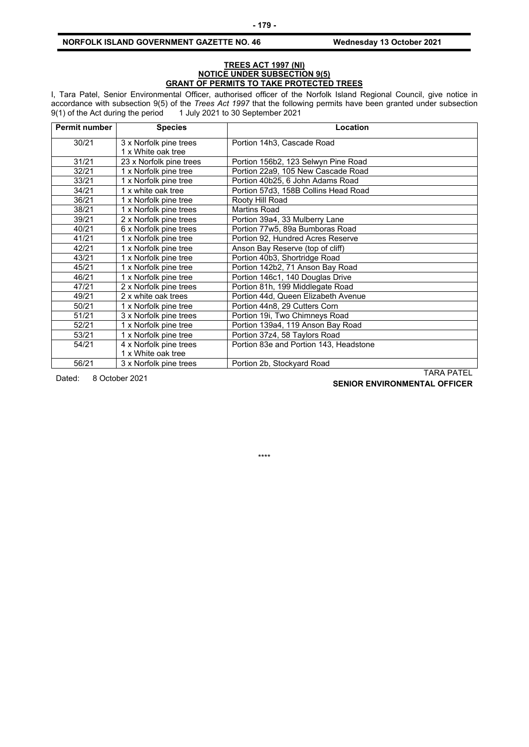**TREES ACT 1997 (NI)**
**NOTICE UNDER SUBSECTION 9(5)**
**GRANT OF PERMITS TO TAKE PROTECTED TREES**

I, Tara Patel, Senior Environmental Officer, authorised officer of the Norfolk Island Regional Council, give notice in accordance with subsection 9(5) of the *Trees Act 1997* that the following permits have been granted under subsection 9(1) of the Act during the period 1 July 2021 to 30 September 2021

| Permit number | Species | Location |
|---|---|---|
| 30/21 | 3 x Norfolk pine trees<br>1 x White oak tree | Portion 14h3, Cascade Road |
| 31/21 | 23 x Norfolk pine trees | Portion 156b2, 123 Selwyn Pine Road |
| 32/21 | 1 x Norfolk pine tree | Portion 22a9, 105 New Cascade Road |
| 33/21 | 1 x Norfolk pine tree | Portion 40b25, 6 John Adams Road |
| 34/21 | 1 x white oak tree | Portion 57d3, 158B Collins Head Road |
| 36/21 | 1 x Norfolk pine tree | Rooty Hill Road |
| 38/21 | 1 x Norfolk pine trees | Martins Road |
| 39/21 | 2 x Norfolk pine trees | Portion 39a4, 33 Mulberry Lane |
| 40/21 | 6 x Norfolk pine trees | Portion 77w5, 89a Bumboras Road |
| 41/21 | 1 x Norfolk pine tree | Portion 92, Hundred Acres Reserve |
| 42/21 | 1 x Norfolk pine tree | Anson Bay Reserve (top of cliff) |
| 43/21 | 1 x Norfolk pine tree | Portion 40b3, Shortridge Road |
| 45/21 | 1 x Norfolk pine tree | Portion 142b2, 71 Anson Bay Road |
| 46/21 | 1 x Norfolk pine tree | Portion 146c1, 140 Douglas Drive |
| 47/21 | 2 x Norfolk pine trees | Portion 81h, 199 Middlegate Road |
| 49/21 | 2 x white oak trees | Portion 44d, Queen Elizabeth Avenue |
| 50/21 | 1 x Norfolk pine tree | Portion 44n8, 29 Cutters Corn |
| 51/21 | 3 x Norfolk pine trees | Portion 19i, Two Chimneys Road |
| 52/21 | 1 x Norfolk pine tree | Portion 139a4, 119 Anson Bay Road |
| 53/21 | 1 x Norfolk pine tree | Portion 37z4, 58 Taylors Road |
| 54/21 | 4 x Norfolk pine trees<br>1 x White oak tree | Portion 83e and Portion 143, Headstone |
| 56/21 | 3 x Norfolk pine trees | Portion 2b, Stockyard Road |

Dated: 8 October 2021

TARA PATEL
**SENIOR ENVIRONMENTAL OFFICER**

\*\*\*\*